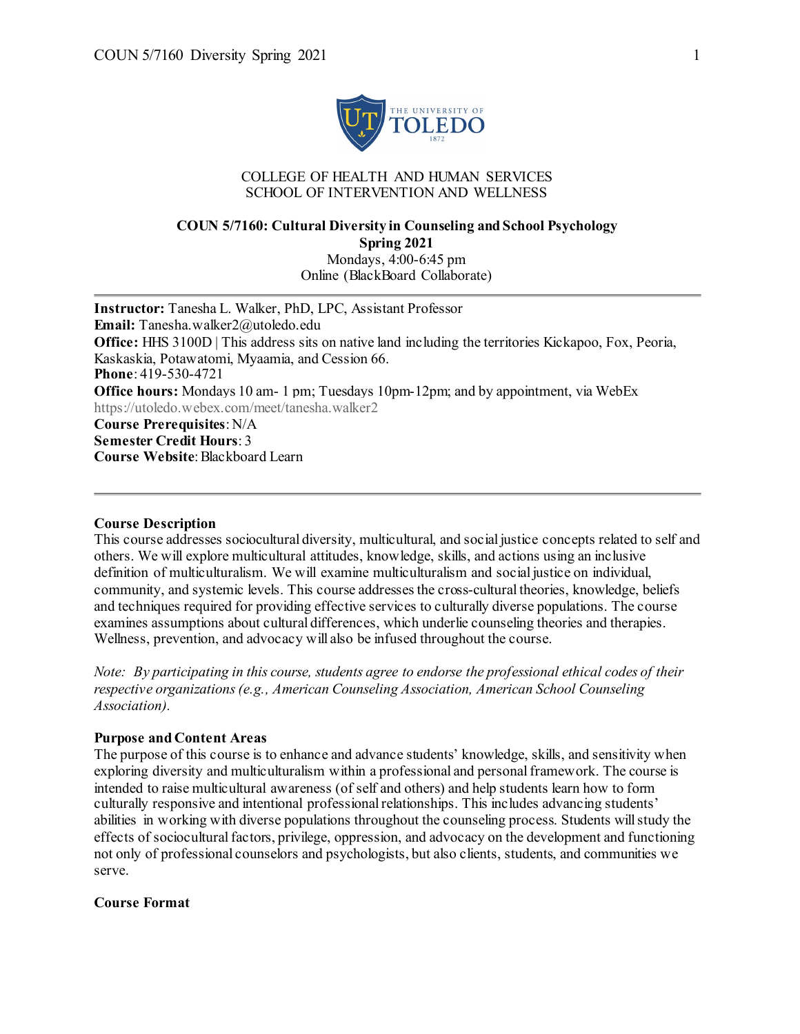COLLEGE OF HEALTH AND HUMAN SERVICES
SCHOOL OF INTERVENTION AND WELLNESS

**COUN 5/7160: Cultural Diversity in Counseling and School Psychology**
**Spring 2021**
Mondays, 4:00-6:45 pm
Online (BlackBoard Collaborate)

---

**Instructor:** Tanesha L. Walker, PhD, LPC, Assistant Professor
**Email:** Tanesha.walker2@utoledo.edu
**Office:** HHS 3100D | This address sits on native land including the territories Kickapoo, Fox, Peoria, Kaskaskia, Potawatomi, Myaamia, and Cession 66.
**Phone**: 419-530-4721
**Office hours:** Mondays 10 am- 1 pm; Tuesdays 10pm-12pm; and by appointment, via WebEx https://utoledo.webex.com/meet/tanesha.walker2
**Course Prerequisites**: N/A
**Semester Credit Hours**: 3
**Course Website**: Blackboard Learn

---

**Course Description**

This course addresses sociocultural diversity, multicultural, and social justice concepts related to self and others. We will explore multicultural attitudes, knowledge, skills, and actions using an inclusive definition of multiculturalism. We will examine multiculturalism and social justice on individual, community, and systemic levels. This course addresses the cross-cultural theories, knowledge, beliefs and techniques required for providing effective services to culturally diverse populations. The course examines assumptions about cultural differences, which underlie counseling theories and therapies. Wellness, prevention, and advocacy will also be infused throughout the course.

*Note: By participating in this course, students agree to endorse the professional ethical codes of their respective organizations (e.g., American Counseling Association, American School Counseling Association).*

**Purpose and Content Areas**

The purpose of this course is to enhance and advance students' knowledge, skills, and sensitivity when exploring diversity and multiculturalism within a professional and personal framework. The course is intended to raise multicultural awareness (of self and others) and help students learn how to form culturally responsive and intentional professional relationships. This includes advancing students' abilities in working with diverse populations throughout the counseling process. Students will study the effects of sociocultural factors, privilege, oppression, and advocacy on the development and functioning not only of professional counselors and psychologists, but also clients, students, and communities we serve.

**Course Format**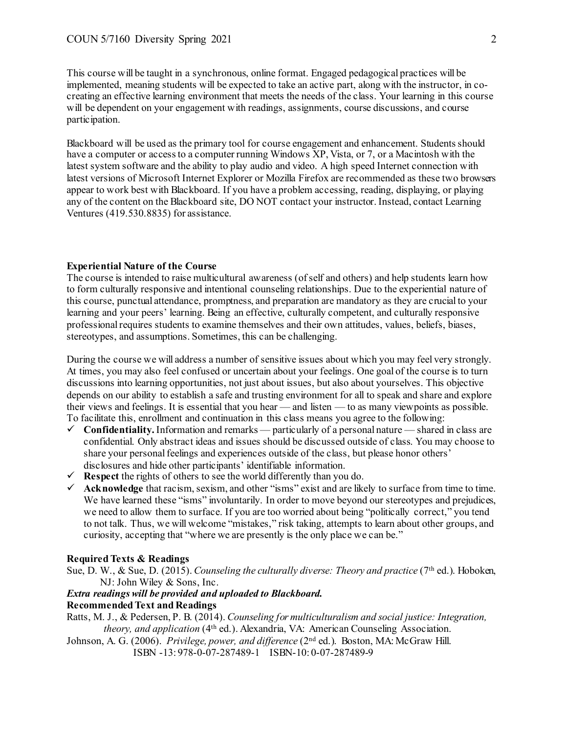This course will be taught in a synchronous, online format. Engaged pedagogical practices will be implemented, meaning students will be expected to take an active part, along with the instructor, in co-creating an effective learning environment that meets the needs of the class. Your learning in this course will be dependent on your engagement with readings, assignments, course discussions, and course participation.

Blackboard will be used as the primary tool for course engagement and enhancement. Students should have a computer or access to a computer running Windows XP, Vista, or 7, or a Macintosh with the latest system software and the ability to play audio and video. A high speed Internet connection with latest versions of Microsoft Internet Explorer or Mozilla Firefox are recommended as these two browsers appear to work best with Blackboard. If you have a problem accessing, reading, displaying, or playing any of the content on the Blackboard site, DO NOT contact your instructor. Instead, contact Learning Ventures (419.530.8835) for assistance.

**Experiential Nature of the Course**

The course is intended to raise multicultural awareness (of self and others) and help students learn how to form culturally responsive and intentional counseling relationships. Due to the experiential nature of this course, punctual attendance, promptness, and preparation are mandatory as they are crucial to your learning and your peers' learning. Being an effective, culturally competent, and culturally responsive professional requires students to examine themselves and their own attitudes, values, beliefs, biases, stereotypes, and assumptions. Sometimes, this can be challenging.

During the course we will address a number of sensitive issues about which you may feel very strongly. At times, you may also feel confused or uncertain about your feelings. One goal of the course is to turn discussions into learning opportunities, not just about issues, but also about yourselves. This objective depends on our ability to establish a safe and trusting environment for all to speak and share and explore their views and feelings. It is essential that you hear — and listen — to as many viewpoints as possible. To facilitate this, enrollment and continuation in this class means you agree to the following:

- ✓ **Confidentiality.** Information and remarks — particularly of a personal nature — shared in class are confidential. Only abstract ideas and issues should be discussed outside of class. You may choose to share your personal feelings and experiences outside of the class, but please honor others' disclosures and hide other participants' identifiable information.
- ✓ **Respect** the rights of others to see the world differently than you do.
- ✓ **Acknowledge** that racism, sexism, and other "isms" exist and are likely to surface from time to time. We have learned these "isms" involuntarily. In order to move beyond our stereotypes and prejudices, we need to allow them to surface. If you are too worried about being "politically correct," you tend to not talk. Thus, we will welcome "mistakes," risk taking, attempts to learn about other groups, and curiosity, accepting that "where we are presently is the only place we can be."

**Required Texts & Readings**

Sue, D. W., & Sue, D. (2015). *Counseling the culturally diverse: Theory and practice* (7th ed.). Hoboken, NJ: John Wiley & Sons, Inc.

***Extra readings will be provided and uploaded to Blackboard.***

**Recommended Text and Readings**

Ratts, M. J., & Pedersen, P. B. (2014). *Counseling for multiculturalism and social justice: Integration, theory, and application* (4th ed.). Alexandria, VA: American Counseling Association.

Johnson, A. G. (2006). *Privilege, power, and difference* (2nd ed.). Boston, MA: McGraw Hill. ISBN -13: 978-0-07-287489-1 ISBN-10: 0-07-287489-9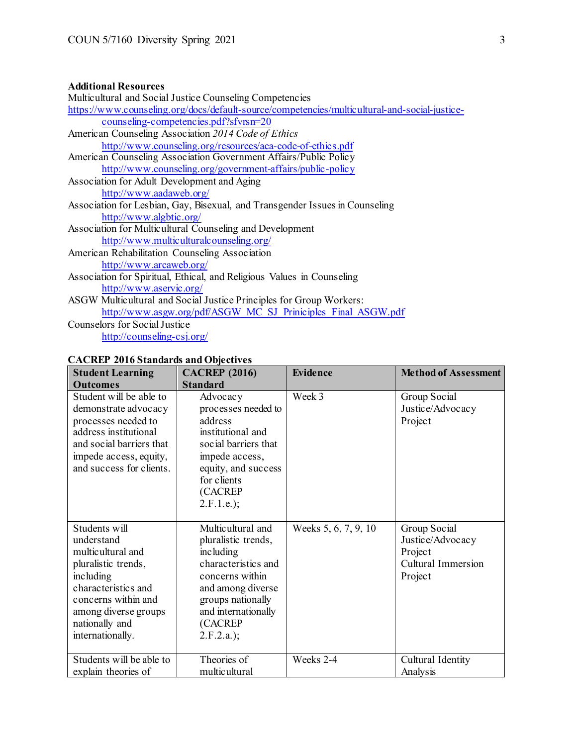**Additional Resources**

Multicultural and Social Justice Counseling Competencies
https://www.counseling.org/docs/default-source/competencies/multicultural-and-social-justice-counseling-competencies.pdf?sfvrsn=20

American Counseling Association *2014 Code of Ethics*
http://www.counseling.org/resources/aca-code-of-ethics.pdf

American Counseling Association Government Affairs/Public Policy
http://www.counseling.org/government-affairs/public-policy

Association for Adult Development and Aging
http://www.aadaweb.org/

Association for Lesbian, Gay, Bisexual, and Transgender Issues in Counseling
http://www.algbtic.org/

Association for Multicultural Counseling and Development
http://www.multiculturalcounseling.org/

American Rehabilitation Counseling Association
http://www.arcaweb.org/

Association for Spiritual, Ethical, and Religious Values in Counseling
http://www.aservic.org/

ASGW Multicultural and Social Justice Principles for Group Workers:
http://www.asgw.org/pdf/ASGW_MC_SJ_Priniciples_Final_ASGW.pdf

Counselors for Social Justice
http://counseling-csj.org/

**CACREP 2016 Standards and Objectives**

| Student Learning Outcomes | CACREP (2016) Standard | Evidence | Method of Assessment |
|---|---|---|---|
| Student will be able to demonstrate advocacy processes needed to address institutional and social barriers that impede access, equity, and success for clients. | Advocacy processes needed to address institutional and social barriers that impede access, equity, and success for clients (CACREP 2.F.1.e.); | Week 3 | Group Social Justice/Advocacy Project |
| Students will understand multicultural and pluralistic trends, including characteristics and concerns within and among diverse groups nationally and internationally. | Multicultural and pluralistic trends, including characteristics and concerns within and among diverse groups nationally and internationally (CACREP 2.F.2.a.); | Weeks 5, 6, 7, 9, 10 | Group Social Justice/Advocacy Project<br>Cultural Immersion Project |
| Students will be able to explain theories of | Theories of multicultural | Weeks 2-4 | Cultural Identity Analysis |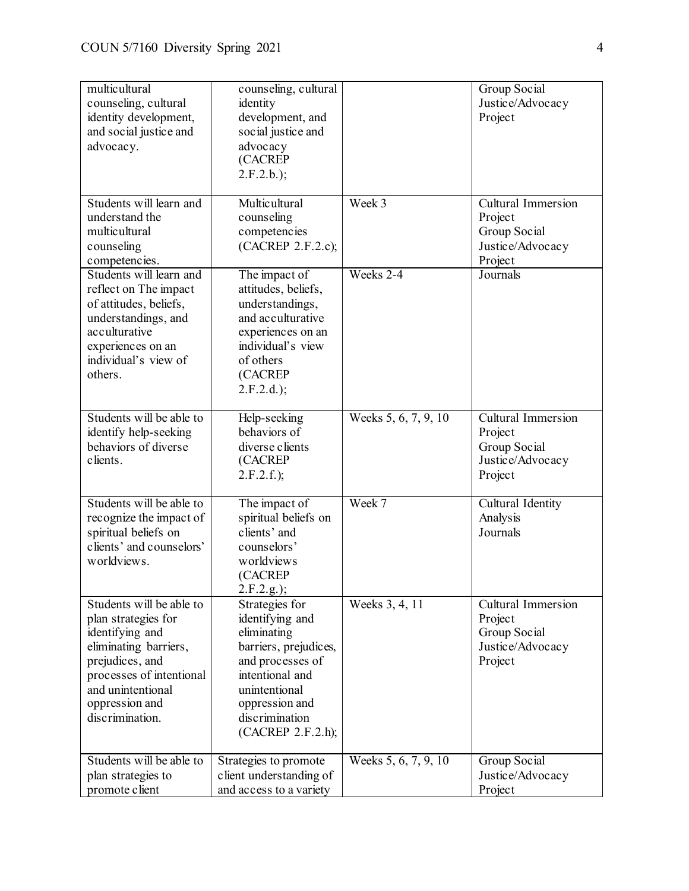| | | | |
|---|---|---|---|
| multicultural counseling, cultural identity development, and social justice and advocacy. | counseling, cultural identity development, and social justice and advocacy (CACREP 2.F.2.b.); | | Group Social Justice/Advocacy Project |
| Students will learn and understand the multicultural counseling competencies. | Multicultural counseling competencies (CACREP 2.F.2.c); | Week 3 | Cultural Immersion Project<br>Group Social Justice/Advocacy Project |
| Students will learn and reflect on The impact of attitudes, beliefs, understandings, and acculturative experiences on an individual's view of others. | The impact of attitudes, beliefs, understandings, and acculturative experiences on an individual's view of others (CACREP 2.F.2.d.); | Weeks 2-4 | Journals |
| Students will be able to identify help-seeking behaviors of diverse clients. | Help-seeking behaviors of diverse clients (CACREP 2.F.2.f.); | Weeks 5, 6, 7, 9, 10 | Cultural Immersion Project<br>Group Social Justice/Advocacy Project |
| Students will be able to recognize the impact of spiritual beliefs on clients' and counselors' worldviews. | The impact of spiritual beliefs on clients' and counselors' worldviews (CACREP 2.F.2.g.); | Week 7 | Cultural Identity Analysis<br>Journals |
| Students will be able to plan strategies for identifying and eliminating barriers, prejudices, and processes of intentional and unintentional oppression and discrimination. | Strategies for identifying and eliminating barriers, prejudices, and processes of intentional and unintentional oppression and discrimination (CACREP 2.F.2.h); | Weeks 3, 4, 11 | Cultural Immersion Project<br>Group Social Justice/Advocacy Project |
| Students will be able to plan strategies to promote client | Strategies to promote client understanding of and access to a variety | Weeks 5, 6, 7, 9, 10 | Group Social Justice/Advocacy Project |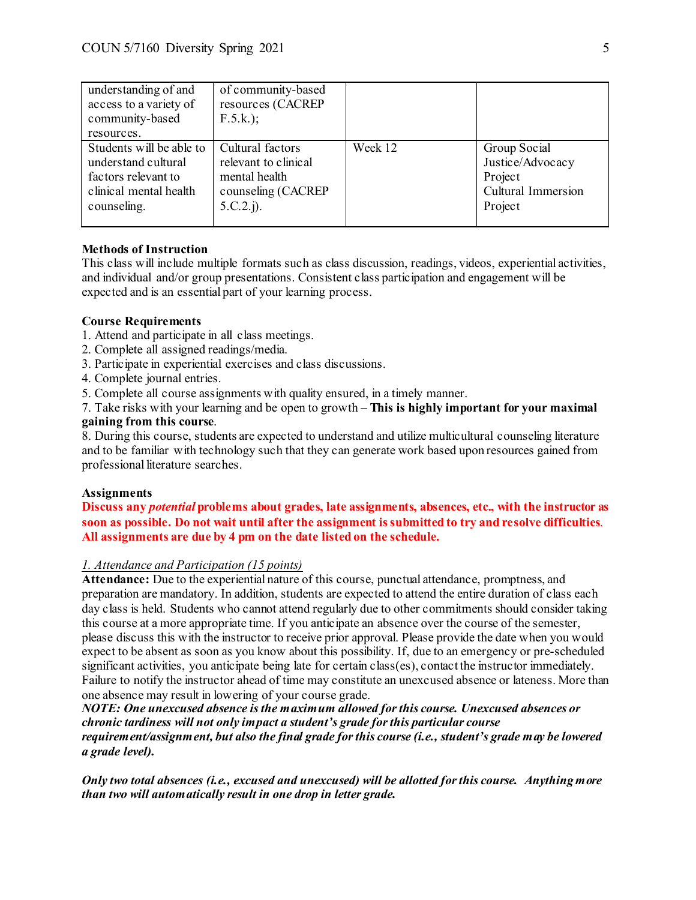| | | | |
|---|---|---|---|
| understanding of and access to a variety of community-based resources. | of community-based resources (CACREP F.5.k.); | | |
| Students will be able to understand cultural factors relevant to clinical mental health counseling. | Cultural factors relevant to clinical mental health counseling (CACREP 5.C.2.j). | Week 12 | Group Social Justice/Advocacy Project<br>Cultural Immersion Project |

**Methods of Instruction**
This class will include multiple formats such as class discussion, readings, videos, experiential activities, and individual and/or group presentations. Consistent class participation and engagement will be expected and is an essential part of your learning process.

**Course Requirements**
1. Attend and participate in all class meetings.
2. Complete all assigned readings/media.
3. Participate in experiential exercises and class discussions.
4. Complete journal entries.
5. Complete all course assignments with quality ensured, in a timely manner.
7. Take risks with your learning and be open to growth **– This is highly important for your maximal gaining from this course**.
8. During this course, students are expected to understand and utilize multicultural counseling literature and to be familiar with technology such that they can generate work based upon resources gained from professional literature searches.

**Assignments**
**Discuss any *potential* problems about grades, late assignments, absences, etc., with the instructor as soon as possible. Do not wait until after the assignment is submitted to try and resolve difficulties. All assignments are due by 4 pm on the date listed on the schedule.**

*1. Attendance and Participation (15 points)*
**Attendance:** Due to the experiential nature of this course, punctual attendance, promptness, and preparation are mandatory. In addition, students are expected to attend the entire duration of class each day class is held. Students who cannot attend regularly due to other commitments should consider taking this course at a more appropriate time. If you anticipate an absence over the course of the semester, please discuss this with the instructor to receive prior approval. Please provide the date when you would expect to be absent as soon as you know about this possibility. If, due to an emergency or pre-scheduled significant activities, you anticipate being late for certain class(es), contact the instructor immediately. Failure to notify the instructor ahead of time may constitute an unexcused absence or lateness. More than one absence may result in lowering of your course grade.
***NOTE: One unexcused absence is the maximum allowed for this course. Unexcused absences or chronic tardiness will not only impact a student's grade for this particular course requirement/assignment, but also the final grade for this course (i.e., student's grade may be lowered a grade level).***

***Only two total absences (i.e., excused and unexcused) will be allotted for this course. Anything more than two will automatically result in one drop in letter grade.***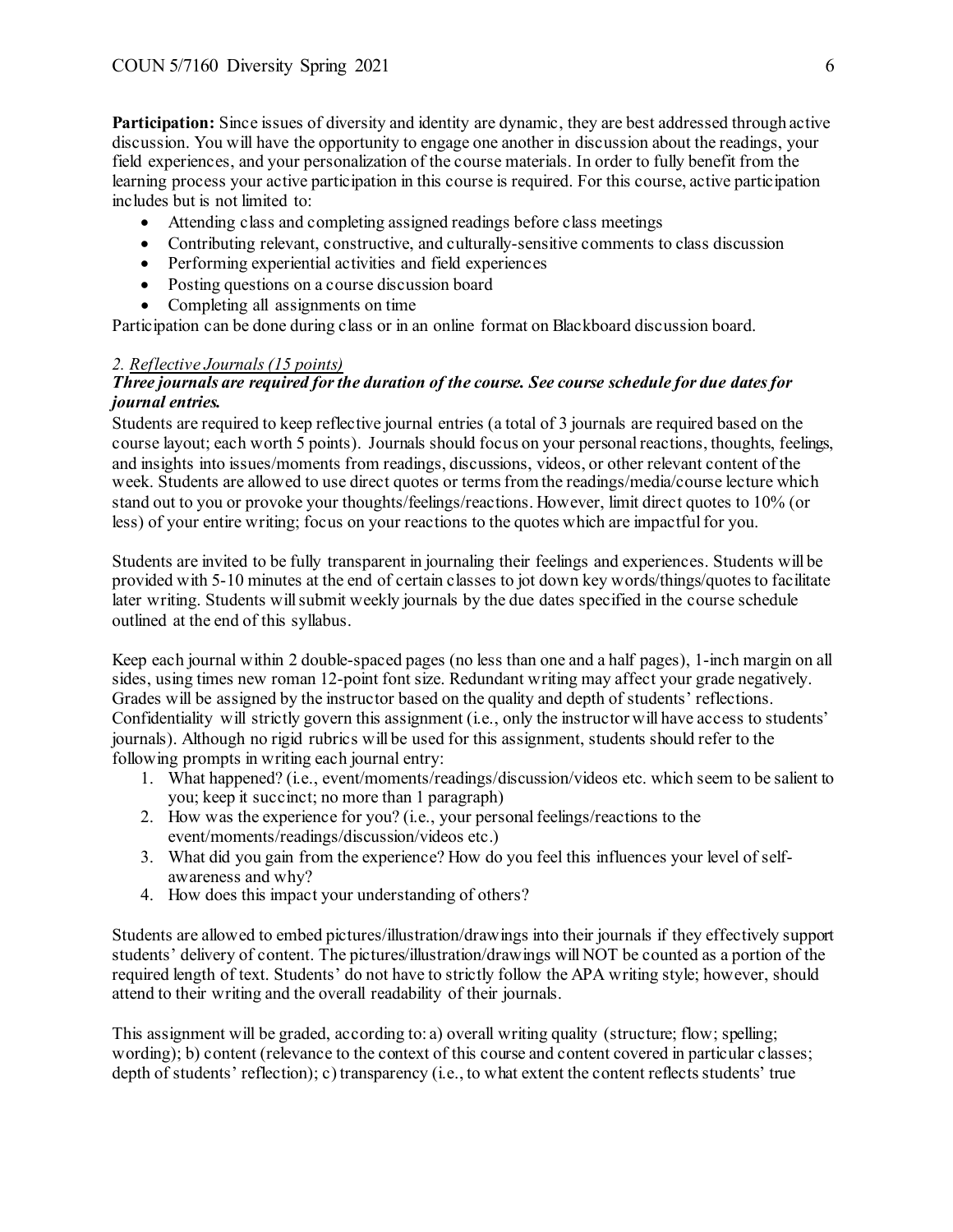**Participation:** Since issues of diversity and identity are dynamic, they are best addressed through active discussion. You will have the opportunity to engage one another in discussion about the readings, your field experiences, and your personalization of the course materials. In order to fully benefit from the learning process your active participation in this course is required. For this course, active participation includes but is not limited to:

- Attending class and completing assigned readings before class meetings
- Contributing relevant, constructive, and culturally-sensitive comments to class discussion
- Performing experiential activities and field experiences
- Posting questions on a course discussion board
- Completing all assignments on time

Participation can be done during class or in an online format on Blackboard discussion board.

*2. Reflective Journals (15 points)*

***Three journals are required for the duration of the course. See course schedule for due dates for journal entries.***

Students are required to keep reflective journal entries (a total of 3 journals are required based on the course layout; each worth 5 points). Journals should focus on your personal reactions, thoughts, feelings, and insights into issues/moments from readings, discussions, videos, or other relevant content of the week. Students are allowed to use direct quotes or terms from the readings/media/course lecture which stand out to you or provoke your thoughts/feelings/reactions. However, limit direct quotes to 10% (or less) of your entire writing; focus on your reactions to the quotes which are impactful for you.

Students are invited to be fully transparent in journaling their feelings and experiences. Students will be provided with 5-10 minutes at the end of certain classes to jot down key words/things/quotes to facilitate later writing. Students will submit weekly journals by the due dates specified in the course schedule outlined at the end of this syllabus.

Keep each journal within 2 double-spaced pages (no less than one and a half pages), 1-inch margin on all sides, using times new roman 12-point font size. Redundant writing may affect your grade negatively. Grades will be assigned by the instructor based on the quality and depth of students' reflections. Confidentiality will strictly govern this assignment (i.e., only the instructor will have access to students' journals). Although no rigid rubrics will be used for this assignment, students should refer to the following prompts in writing each journal entry:

1. What happened? (i.e., event/moments/readings/discussion/videos etc. which seem to be salient to you; keep it succinct; no more than 1 paragraph)
2. How was the experience for you? (i.e., your personal feelings/reactions to the event/moments/readings/discussion/videos etc.)
3. What did you gain from the experience? How do you feel this influences your level of self-awareness and why?
4. How does this impact your understanding of others?

Students are allowed to embed pictures/illustration/drawings into their journals if they effectively support students' delivery of content. The pictures/illustration/drawings will NOT be counted as a portion of the required length of text. Students' do not have to strictly follow the APA writing style; however, should attend to their writing and the overall readability of their journals.

This assignment will be graded, according to: a) overall writing quality (structure; flow; spelling; wording); b) content (relevance to the context of this course and content covered in particular classes; depth of students' reflection); c) transparency (i.e., to what extent the content reflects students' true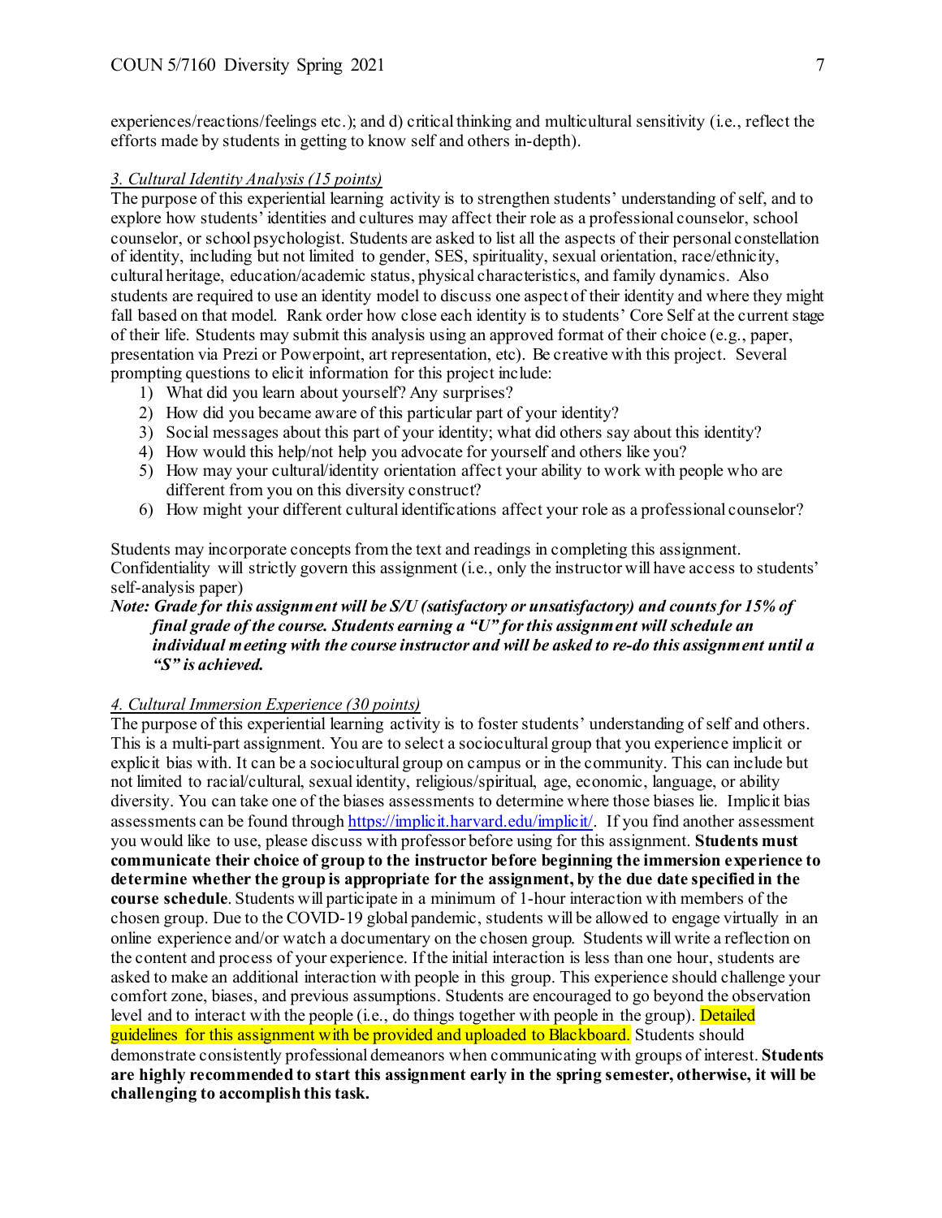experiences/reactions/feelings etc.); and d) critical thinking and multicultural sensitivity (i.e., reflect the efforts made by students in getting to know self and others in-depth).

*3. Cultural Identity Analysis (15 points)*

The purpose of this experiential learning activity is to strengthen students' understanding of self, and to explore how students' identities and cultures may affect their role as a professional counselor, school counselor, or school psychologist. Students are asked to list all the aspects of their personal constellation of identity, including but not limited to gender, SES, spirituality, sexual orientation, race/ethnicity, cultural heritage, education/academic status, physical characteristics, and family dynamics. Also students are required to use an identity model to discuss one aspect of their identity and where they might fall based on that model. Rank order how close each identity is to students' Core Self at the current stage of their life. Students may submit this analysis using an approved format of their choice (e.g., paper, presentation via Prezi or Powerpoint, art representation, etc). Be creative with this project. Several prompting questions to elicit information for this project include:

1) What did you learn about yourself? Any surprises?
2) How did you became aware of this particular part of your identity?
3) Social messages about this part of your identity; what did others say about this identity?
4) How would this help/not help you advocate for yourself and others like you?
5) How may your cultural/identity orientation affect your ability to work with people who are different from you on this diversity construct?
6) How might your different cultural identifications affect your role as a professional counselor?

Students may incorporate concepts from the text and readings in completing this assignment. Confidentiality will strictly govern this assignment (i.e., only the instructor will have access to students' self-analysis paper)

***Note: Grade for this assignment will be S/U (satisfactory or unsatisfactory) and counts for 15% of final grade of the course. Students earning a "U" for this assignment will schedule an individual meeting with the course instructor and will be asked to re-do this assignment until a "S" is achieved.***

*4. Cultural Immersion Experience (30 points)*

The purpose of this experiential learning activity is to foster students' understanding of self and others. This is a multi-part assignment. You are to select a sociocultural group that you experience implicit or explicit bias with. It can be a sociocultural group on campus or in the community. This can include but not limited to racial/cultural, sexual identity, religious/spiritual, age, economic, language, or ability diversity. You can take one of the biases assessments to determine where those biases lie. Implicit bias assessments can be found through https://implicit.harvard.edu/implicit/. If you find another assessment you would like to use, please discuss with professor before using for this assignment. **Students must communicate their choice of group to the instructor before beginning the immersion experience to determine whether the group is appropriate for the assignment, by the due date specified in the course schedule**. Students will participate in a minimum of 1-hour interaction with members of the chosen group. Due to the COVID-19 global pandemic, students will be allowed to engage virtually in an online experience and/or watch a documentary on the chosen group. Students will write a reflection on the content and process of your experience. If the initial interaction is less than one hour, students are asked to make an additional interaction with people in this group. This experience should challenge your comfort zone, biases, and previous assumptions. Students are encouraged to go beyond the observation level and to interact with the people (i.e., do things together with people in the group). Detailed guidelines for this assignment with be provided and uploaded to Blackboard. Students should demonstrate consistently professional demeanors when communicating with groups of interest. **Students are highly recommended to start this assignment early in the spring semester, otherwise, it will be challenging to accomplish this task.**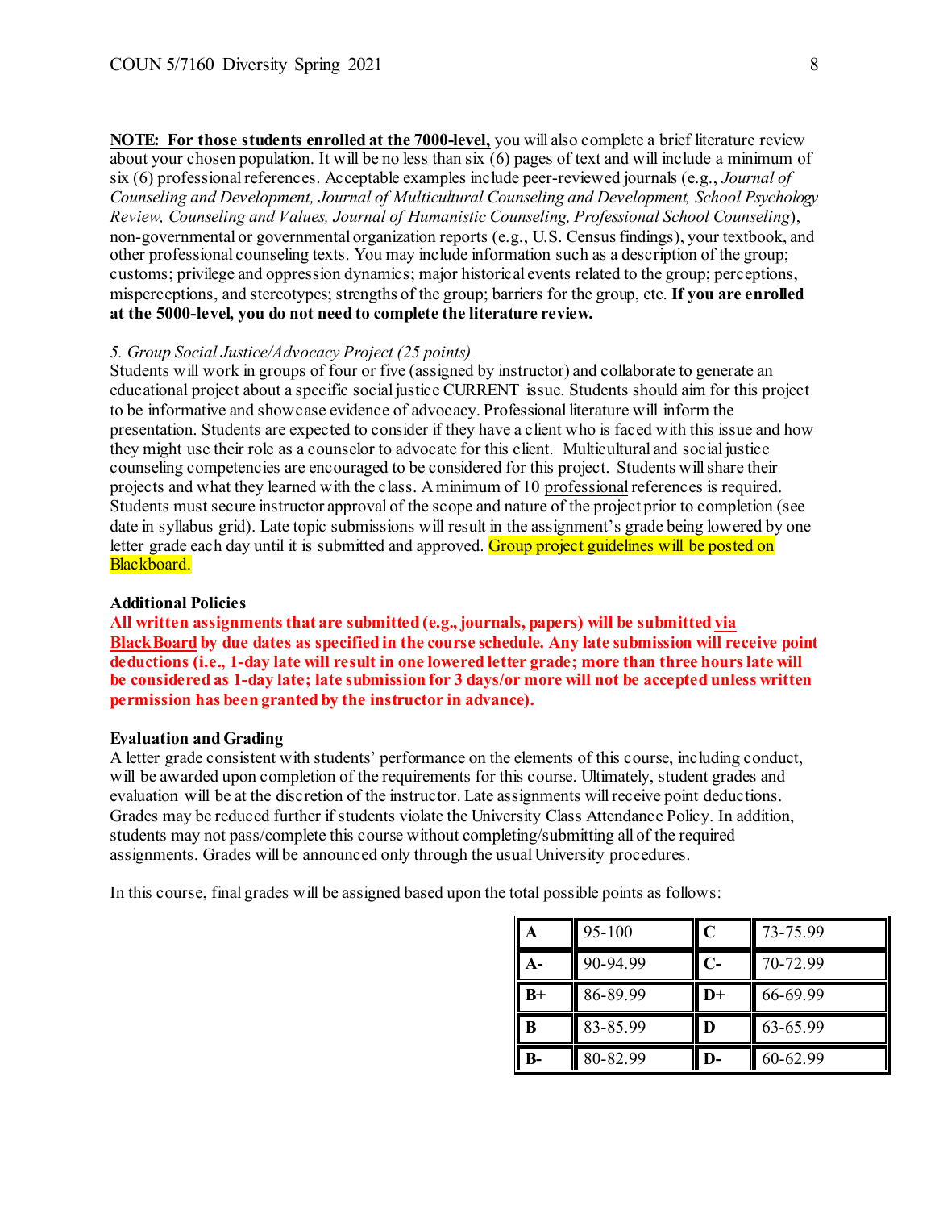**<u>NOTE: For those students enrolled at the 7000-level,</u>** you will also complete a brief literature review about your chosen population. It will be no less than six (6) pages of text and will include a minimum of six (6) professional references. Acceptable examples include peer-reviewed journals (e.g., *Journal of Counseling and Development, Journal of Multicultural Counseling and Development, School Psychology Review, Counseling and Values, Journal of Humanistic Counseling, Professional School Counseling*), non-governmental or governmental organization reports (e.g., U.S. Census findings), your textbook, and other professional counseling texts. You may include information such as a description of the group; customs; privilege and oppression dynamics; major historical events related to the group; perceptions, misperceptions, and stereotypes; strengths of the group; barriers for the group, etc. **If you are enrolled at the 5000-level, you do not need to complete the literature review.**

*<u>5. Group Social Justice/Advocacy Project (25 points)</u>*
Students will work in groups of four or five (assigned by instructor) and collaborate to generate an educational project about a specific social justice CURRENT issue. Students should aim for this project to be informative and showcase evidence of advocacy. Professional literature will inform the presentation. Students are expected to consider if they have a client who is faced with this issue and how they might use their role as a counselor to advocate for this client. Multicultural and social justice counseling competencies are encouraged to be considered for this project. Students will share their projects and what they learned with the class. A minimum of 10 <u>professional</u> references is required. Students must secure instructor approval of the scope and nature of the project prior to completion (see date in syllabus grid). Late topic submissions will result in the assignment's grade being lowered by one letter grade each day until it is submitted and approved. Group project guidelines will be posted on Blackboard.

**Additional Policies**

**All written assignments that are submitted (e.g., journals, papers) will be submitted <u>via BlackBoard</u> by due dates as specified in the course schedule. Any late submission will receive point deductions (i.e., 1-day late will result in one lowered letter grade; more than three hours late will be considered as 1-day late; late submission for 3 days/or more will not be accepted unless written permission has been granted by the instructor in advance).**

**Evaluation and Grading**

A letter grade consistent with students' performance on the elements of this course, including conduct, will be awarded upon completion of the requirements for this course. Ultimately, student grades and evaluation will be at the discretion of the instructor. Late assignments will receive point deductions. Grades may be reduced further if students violate the University Class Attendance Policy. In addition, students may not pass/complete this course without completing/submitting all of the required assignments. Grades will be announced only through the usual University procedures.

In this course, final grades will be assigned based upon the total possible points as follows:

| | | | |
|---|---|---|---|
| **A** | 95-100 | **C** | 73-75.99 |
| **A-** | 90-94.99 | **C-** | 70-72.99 |
| **B+** | 86-89.99 | **D+** | 66-69.99 |
| **B** | 83-85.99 | **D** | 63-65.99 |
| **B-** | 80-82.99 | **D-** | 60-62.99 |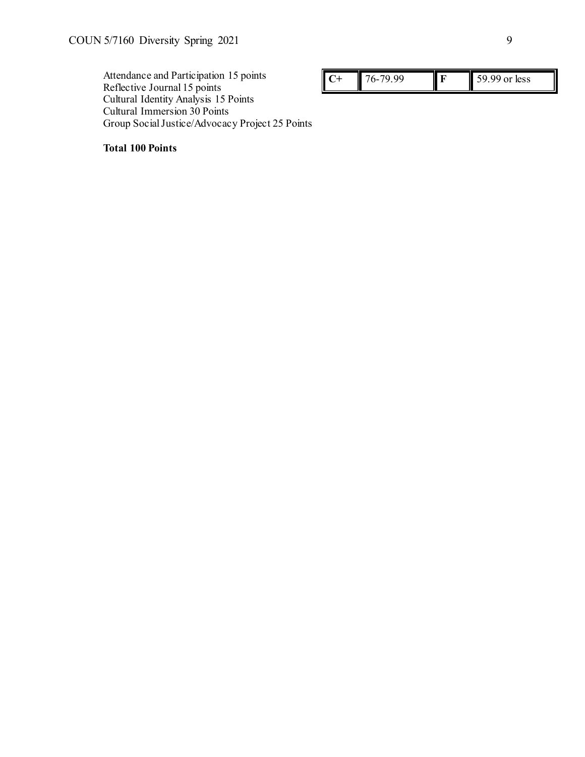Attendance and Participation 15 points
Reflective Journal 15 points
Cultural Identity Analysis 15 Points
Cultural Immersion 30 Points
Group Social Justice/Advocacy Project 25 Points

**Total 100 Points**

| **C+** | 76-79.99 | **F** | 59.99 or less |
|---|---|---|---|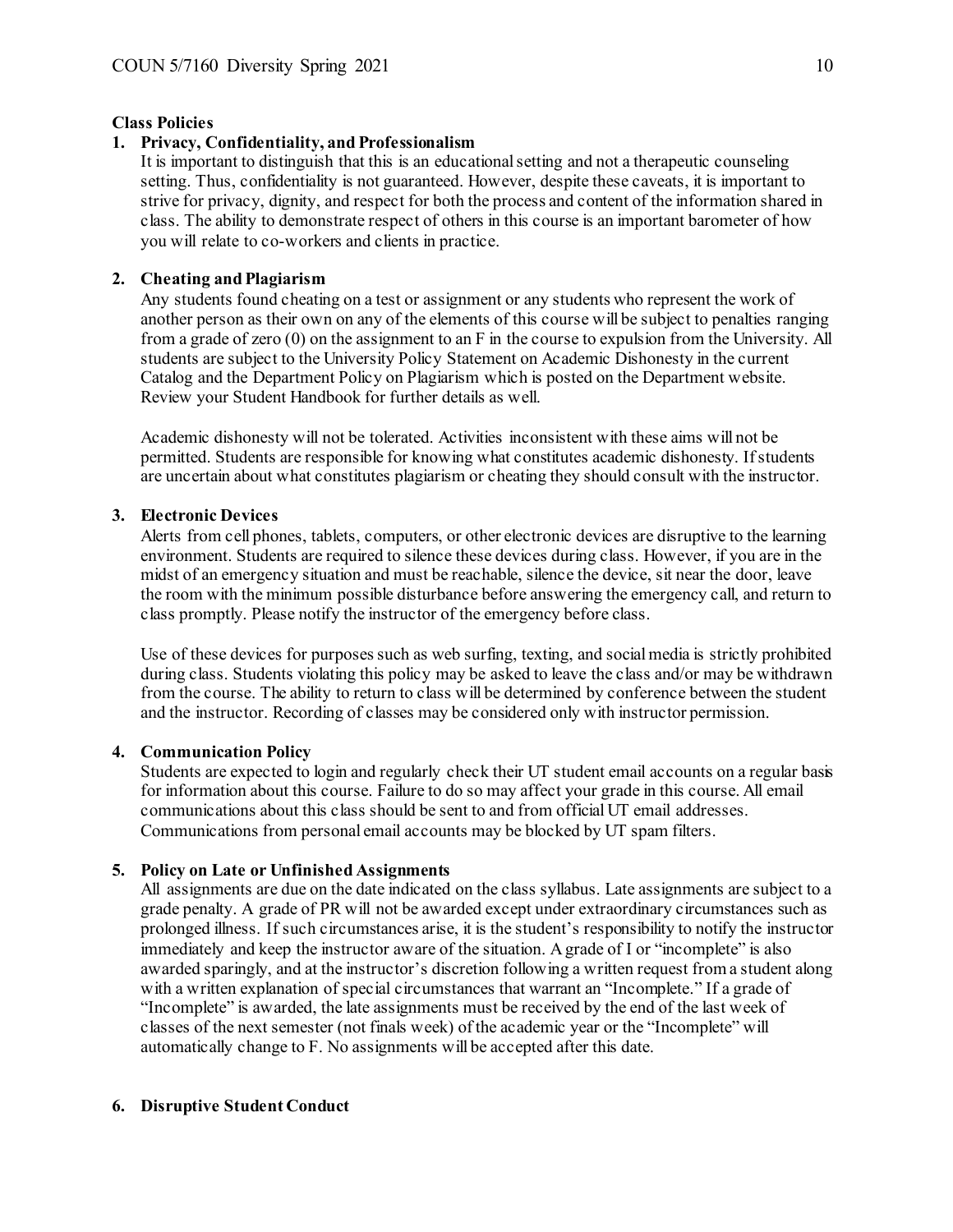**Class Policies**

1. **Privacy, Confidentiality, and Professionalism**

   It is important to distinguish that this is an educational setting and not a therapeutic counseling setting. Thus, confidentiality is not guaranteed. However, despite these caveats, it is important to strive for privacy, dignity, and respect for both the process and content of the information shared in class. The ability to demonstrate respect of others in this course is an important barometer of how you will relate to co-workers and clients in practice.

2. **Cheating and Plagiarism**

   Any students found cheating on a test or assignment or any students who represent the work of another person as their own on any of the elements of this course will be subject to penalties ranging from a grade of zero (0) on the assignment to an F in the course to expulsion from the University. All students are subject to the University Policy Statement on Academic Dishonesty in the current Catalog and the Department Policy on Plagiarism which is posted on the Department website. Review your Student Handbook for further details as well.

   Academic dishonesty will not be tolerated. Activities inconsistent with these aims will not be permitted. Students are responsible for knowing what constitutes academic dishonesty. If students are uncertain about what constitutes plagiarism or cheating they should consult with the instructor.

3. **Electronic Devices**

   Alerts from cell phones, tablets, computers, or other electronic devices are disruptive to the learning environment. Students are required to silence these devices during class. However, if you are in the midst of an emergency situation and must be reachable, silence the device, sit near the door, leave the room with the minimum possible disturbance before answering the emergency call, and return to class promptly. Please notify the instructor of the emergency before class.

   Use of these devices for purposes such as web surfing, texting, and social media is strictly prohibited during class. Students violating this policy may be asked to leave the class and/or may be withdrawn from the course. The ability to return to class will be determined by conference between the student and the instructor. Recording of classes may be considered only with instructor permission.

4. **Communication Policy**

   Students are expected to login and regularly check their UT student email accounts on a regular basis for information about this course. Failure to do so may affect your grade in this course. All email communications about this class should be sent to and from official UT email addresses. Communications from personal email accounts may be blocked by UT spam filters.

5. **Policy on Late or Unfinished Assignments**

   All assignments are due on the date indicated on the class syllabus. Late assignments are subject to a grade penalty. A grade of PR will not be awarded except under extraordinary circumstances such as prolonged illness. If such circumstances arise, it is the student's responsibility to notify the instructor immediately and keep the instructor aware of the situation. A grade of I or "incomplete" is also awarded sparingly, and at the instructor's discretion following a written request from a student along with a written explanation of special circumstances that warrant an "Incomplete." If a grade of "Incomplete" is awarded, the late assignments must be received by the end of the last week of classes of the next semester (not finals week) of the academic year or the "Incomplete" will automatically change to F. No assignments will be accepted after this date.

6. **Disruptive Student Conduct**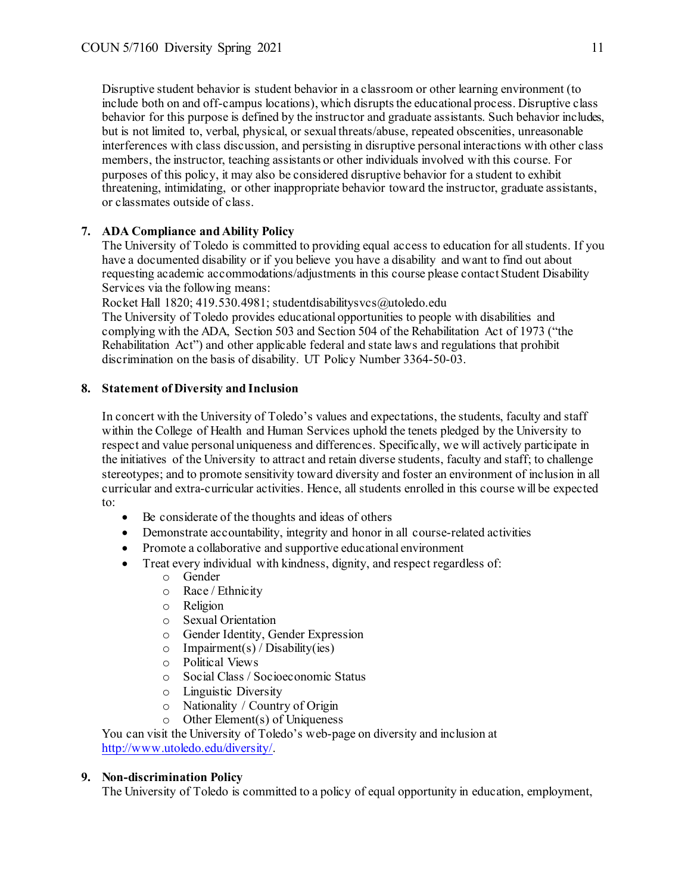Disruptive student behavior is student behavior in a classroom or other learning environment (to include both on and off-campus locations), which disrupts the educational process. Disruptive class behavior for this purpose is defined by the instructor and graduate assistants. Such behavior includes, but is not limited to, verbal, physical, or sexual threats/abuse, repeated obscenities, unreasonable interferences with class discussion, and persisting in disruptive personal interactions with other class members, the instructor, teaching assistants or other individuals involved with this course. For purposes of this policy, it may also be considered disruptive behavior for a student to exhibit threatening, intimidating, or other inappropriate behavior toward the instructor, graduate assistants, or classmates outside of class.

**7. ADA Compliance and Ability Policy**

The University of Toledo is committed to providing equal access to education for all students. If you have a documented disability or if you believe you have a disability and want to find out about requesting academic accommodations/adjustments in this course please contact Student Disability Services via the following means:

Rocket Hall 1820; 419.530.4981; studentdisabilitysvcs@utoledo.edu

The University of Toledo provides educational opportunities to people with disabilities and complying with the ADA, Section 503 and Section 504 of the Rehabilitation Act of 1973 ("the Rehabilitation Act") and other applicable federal and state laws and regulations that prohibit discrimination on the basis of disability. UT Policy Number 3364-50-03.

**8. Statement of Diversity and Inclusion**

In concert with the University of Toledo's values and expectations, the students, faculty and staff within the College of Health and Human Services uphold the tenets pledged by the University to respect and value personal uniqueness and differences. Specifically, we will actively participate in the initiatives of the University to attract and retain diverse students, faculty and staff; to challenge stereotypes; and to promote sensitivity toward diversity and foster an environment of inclusion in all curricular and extra-curricular activities. Hence, all students enrolled in this course will be expected to:

- Be considerate of the thoughts and ideas of others
- Demonstrate accountability, integrity and honor in all course-related activities
- Promote a collaborative and supportive educational environment
- Treat every individual with kindness, dignity, and respect regardless of:
    - Gender
    - Race / Ethnicity
    - Religion
    - Sexual Orientation
    - Gender Identity, Gender Expression
    - Impairment(s) / Disability(ies)
    - Political Views
    - Social Class / Socioeconomic Status
    - Linguistic Diversity
    - Nationality / Country of Origin
    - Other Element(s) of Uniqueness

You can visit the University of Toledo's web-page on diversity and inclusion at http://www.utoledo.edu/diversity/.

**9. Non-discrimination Policy**

The University of Toledo is committed to a policy of equal opportunity in education, employment,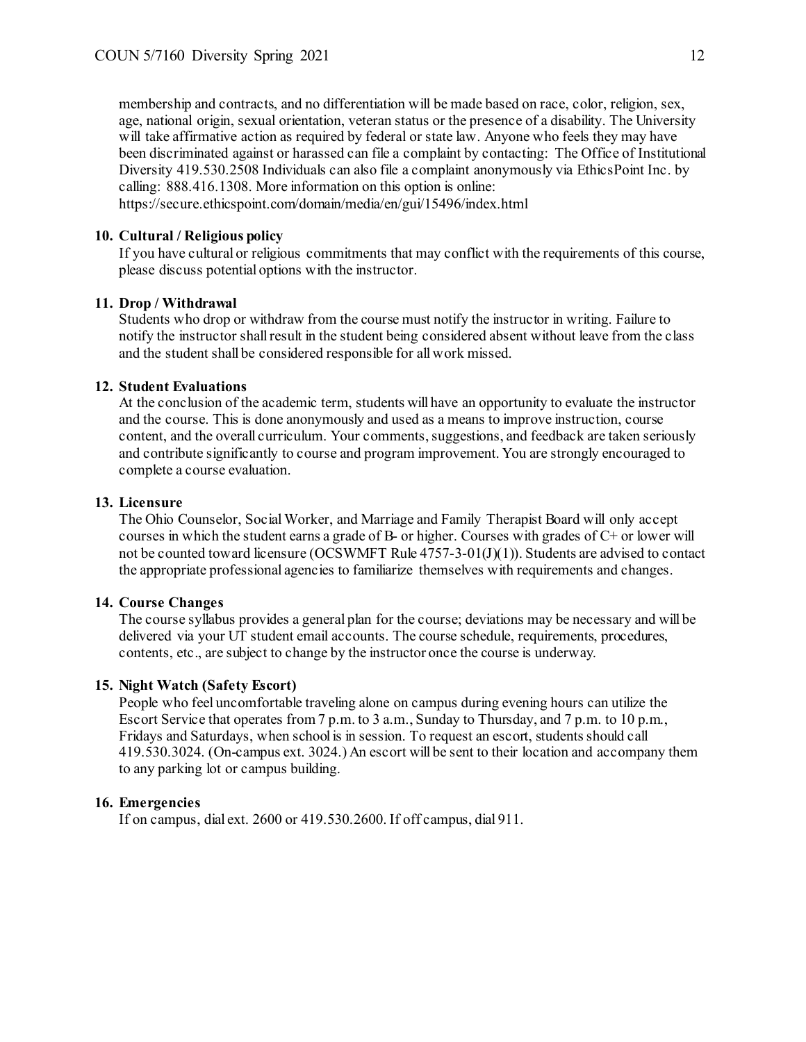membership and contracts, and no differentiation will be made based on race, color, religion, sex, age, national origin, sexual orientation, veteran status or the presence of a disability. The University will take affirmative action as required by federal or state law. Anyone who feels they may have been discriminated against or harassed can file a complaint by contacting: The Office of Institutional Diversity 419.530.2508 Individuals can also file a complaint anonymously via EthicsPoint Inc. by calling: 888.416.1308. More information on this option is online: https://secure.ethicspoint.com/domain/media/en/gui/15496/index.html

**10. Cultural / Religious policy**

If you have cultural or religious commitments that may conflict with the requirements of this course, please discuss potential options with the instructor.

**11. Drop / Withdrawal**

Students who drop or withdraw from the course must notify the instructor in writing. Failure to notify the instructor shall result in the student being considered absent without leave from the class and the student shall be considered responsible for all work missed.

**12. Student Evaluations**

At the conclusion of the academic term, students will have an opportunity to evaluate the instructor and the course. This is done anonymously and used as a means to improve instruction, course content, and the overall curriculum. Your comments, suggestions, and feedback are taken seriously and contribute significantly to course and program improvement. You are strongly encouraged to complete a course evaluation.

**13. Licensure**

The Ohio Counselor, Social Worker, and Marriage and Family Therapist Board will only accept courses in which the student earns a grade of B- or higher. Courses with grades of C+ or lower will not be counted toward licensure (OCSWMFT Rule 4757-3-01(J)(1)). Students are advised to contact the appropriate professional agencies to familiarize themselves with requirements and changes.

**14. Course Changes**

The course syllabus provides a general plan for the course; deviations may be necessary and will be delivered via your UT student email accounts. The course schedule, requirements, procedures, contents, etc., are subject to change by the instructor once the course is underway.

**15. Night Watch (Safety Escort)**

People who feel uncomfortable traveling alone on campus during evening hours can utilize the Escort Service that operates from 7 p.m. to 3 a.m., Sunday to Thursday, and 7 p.m. to 10 p.m., Fridays and Saturdays, when school is in session. To request an escort, students should call 419.530.3024. (On-campus ext. 3024.) An escort will be sent to their location and accompany them to any parking lot or campus building.

**16. Emergencies**

If on campus, dial ext. 2600 or 419.530.2600. If off campus, dial 911.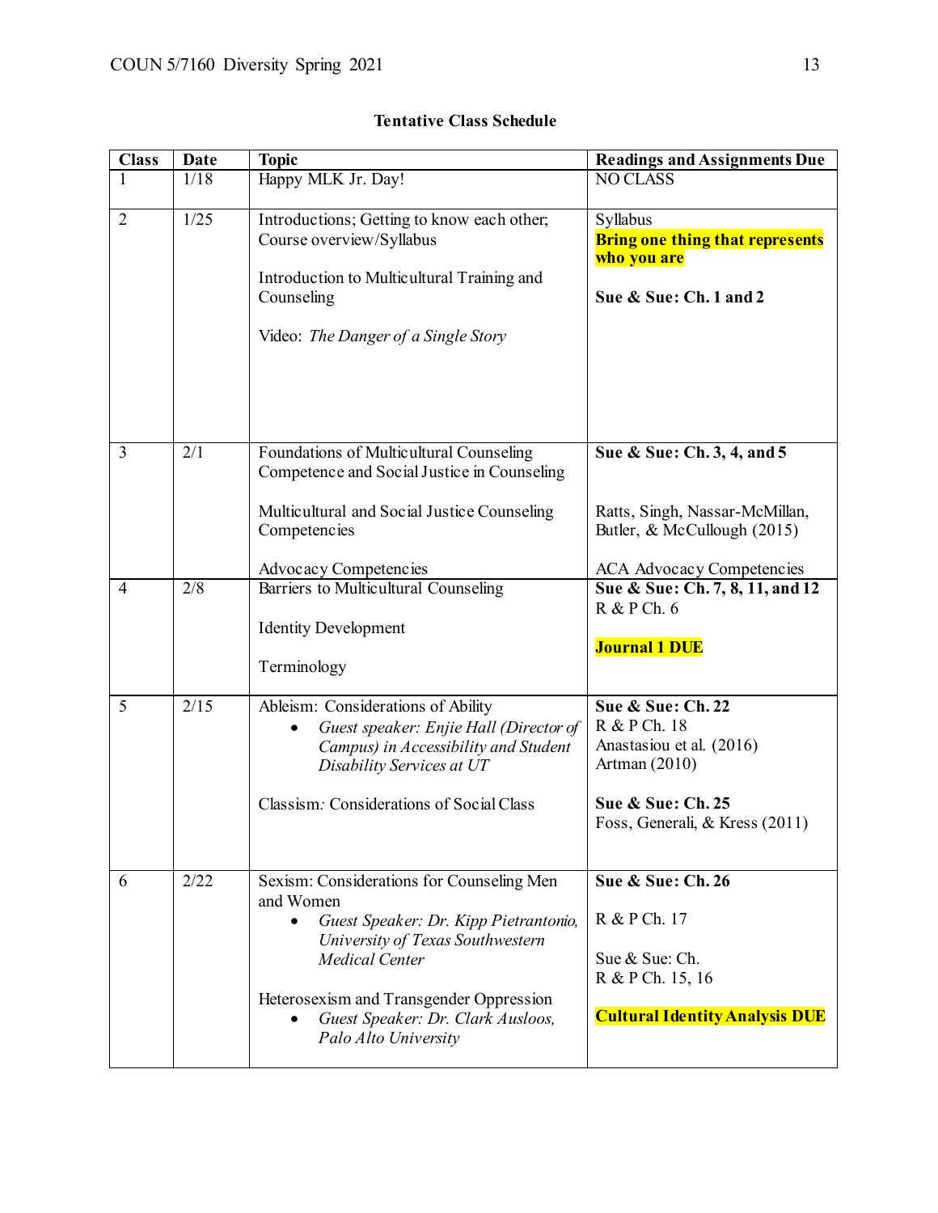**Tentative Class Schedule**

| Class | Date | Topic | Readings and Assignments Due |
|---|---|---|---|
| 1 | 1/18 | Happy MLK Jr. Day! | NO CLASS |
| 2 | 1/25 | Introductions; Getting to know each other; Course overview/Syllabus<br><br>Introduction to Multicultural Training and Counseling<br><br>Video: *The Danger of a Single Story* | Syllabus<br>**Bring one thing that represents who you are**<br><br>**Sue & Sue: Ch. 1 and 2** |
| 3 | 2/1 | Foundations of Multicultural Counseling Competence and Social Justice in Counseling<br><br>Multicultural and Social Justice Counseling Competencies<br><br>Advocacy Competencies | **Sue & Sue: Ch. 3, 4, and 5**<br><br>Ratts, Singh, Nassar-McMillan, Butler, & McCullough (2015)<br><br>ACA Advocacy Competencies |
| 4 | 2/8 | Barriers to Multicultural Counseling<br><br>Identity Development<br><br>Terminology | **Sue & Sue: Ch. 7, 8, 11, and 12**<br>R & P Ch. 6<br><br>**Journal 1 DUE** |
| 5 | 2/15 | Ableism: Considerations of Ability<br>• *Guest speaker: Enjie Hall (Director of Campus) in Accessibility and Student Disability Services at UT*<br><br>Classism*:* Considerations of Social Class | **Sue & Sue: Ch. 22**<br>R & P Ch. 18<br>Anastasiou et al. (2016)<br>Artman (2010)<br><br>**Sue & Sue: Ch. 25**<br>Foss, Generali, & Kress (2011) |
| 6 | 2/22 | Sexism: Considerations for Counseling Men and Women<br>• *Guest Speaker: Dr. Kipp Pietrantonio, University of Texas Southwestern Medical Center*<br><br>Heterosexism and Transgender Oppression<br>• *Guest Speaker: Dr. Clark Ausloos, Palo Alto University* | **Sue & Sue: Ch. 26**<br><br>R & P Ch. 17<br><br>Sue & Sue: Ch.<br>R & P Ch. 15, 16<br><br>**Cultural Identity Analysis DUE** |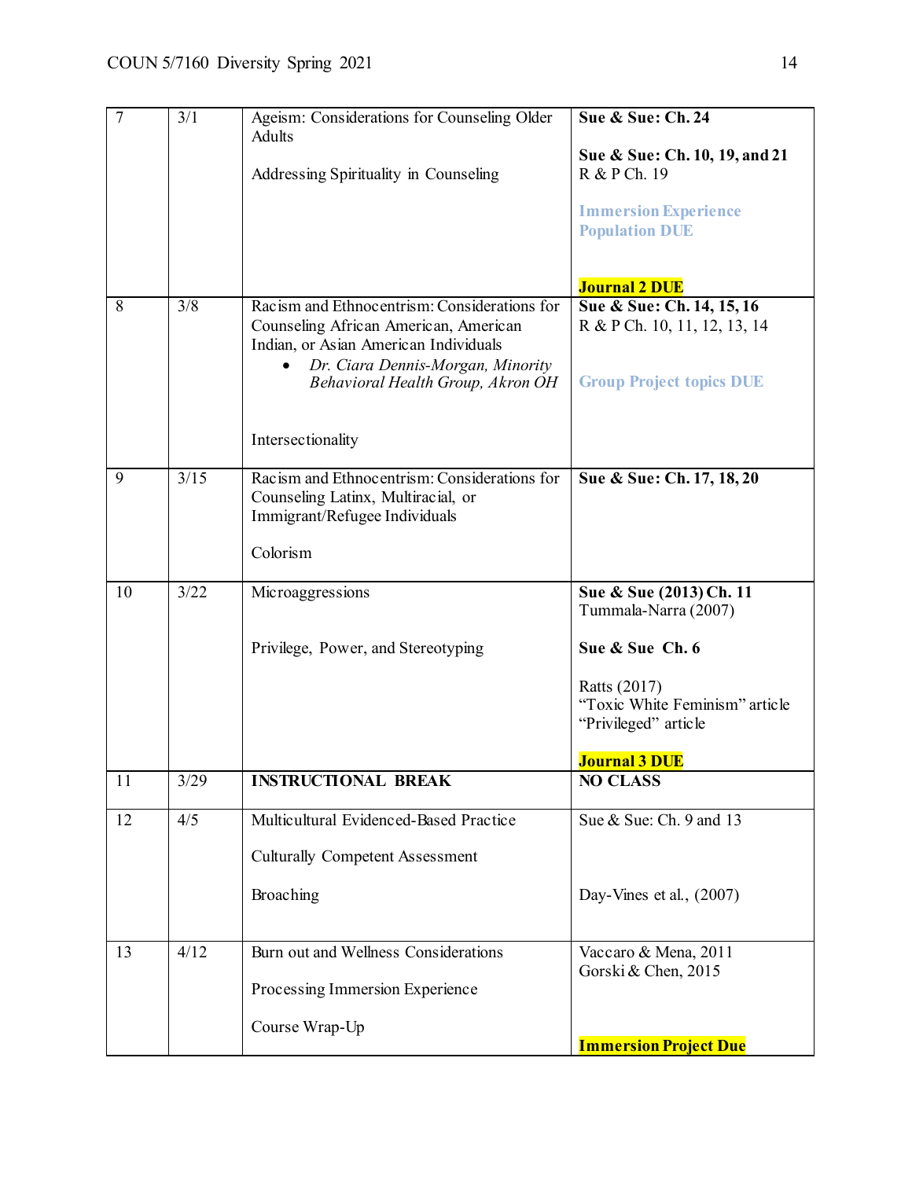| | | | |
|---|---|---|---|
| 7 | 3/1 | Ageism: Considerations for Counseling Older Adults<br><br>Addressing Spirituality in Counseling | **Sue & Sue: Ch. 24**<br><br>**Sue & Sue: Ch. 10, 19, and 21**<br>R & P Ch. 19<br><br>**Immersion Experience Population DUE**<br><br>**Journal 2 DUE** |
| 8 | 3/8 | Racism and Ethnocentrism: Considerations for Counseling African American, American Indian, or Asian American Individuals<br>• *Dr. Ciara Dennis-Morgan, Minority Behavioral Health Group, Akron OH*<br><br>Intersectionality | **Sue & Sue: Ch. 14, 15, 16**<br>R & P Ch. 10, 11, 12, 13, 14<br><br>**Group Project topics DUE** |
| 9 | 3/15 | Racism and Ethnocentrism: Considerations for Counseling Latinx, Multiracial, or Immigrant/Refugee Individuals<br><br>Colorism | **Sue & Sue: Ch. 17, 18, 20** |
| 10 | 3/22 | Microaggressions<br><br>Privilege, Power, and Stereotyping | **Sue & Sue (2013) Ch. 11**<br>Tummala-Narra (2007)<br><br>**Sue & Sue Ch. 6**<br><br>Ratts (2017)<br>"Toxic White Feminism" article<br>"Privileged" article<br><br>**Journal 3 DUE** |
| 11 | 3/29 | **INSTRUCTIONAL BREAK** | **NO CLASS** |
| 12 | 4/5 | Multicultural Evidenced-Based Practice<br><br>Culturally Competent Assessment<br><br>Broaching | Sue & Sue: Ch. 9 and 13<br><br>Day-Vines et al., (2007) |
| 13 | 4/12 | Burn out and Wellness Considerations<br><br>Processing Immersion Experience<br><br>Course Wrap-Up | Vaccaro & Mena, 2011<br>Gorski & Chen, 2015<br><br>**Immersion Project Due** |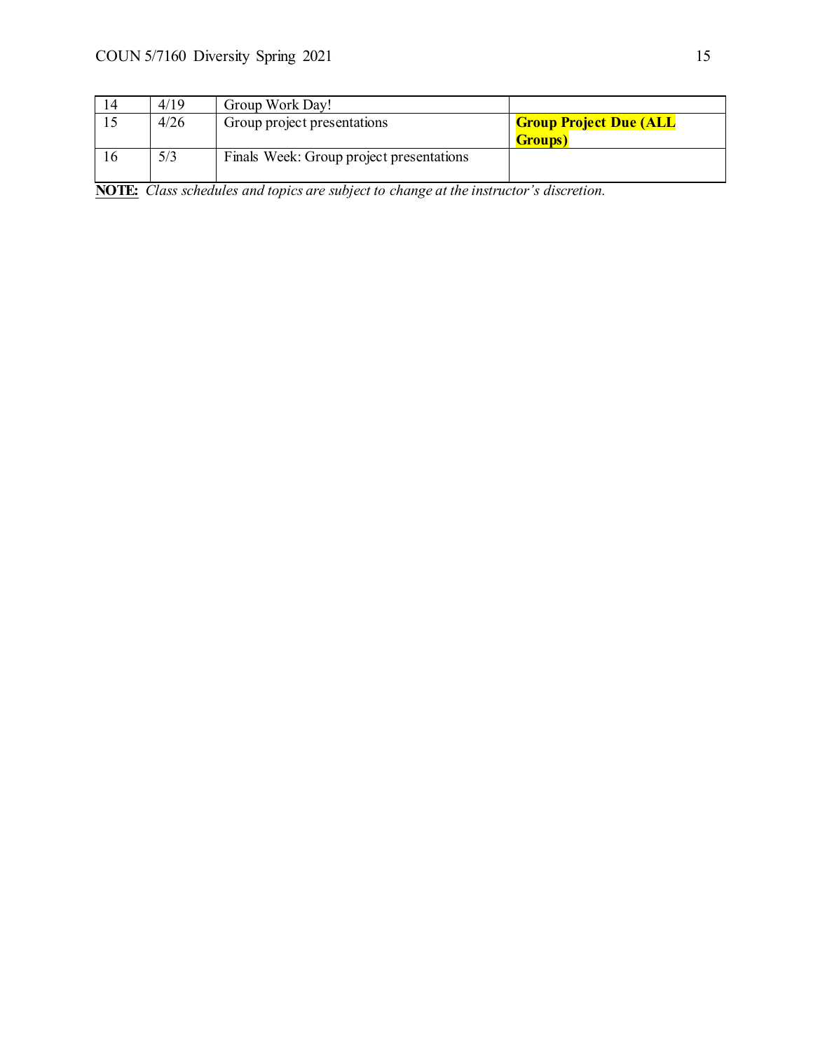| | | | |
|---|---|---|---|
| 14 | 4/19 | Group Work Day! | |
| 15 | 4/26 | Group project presentations | **Group Project Due (ALL Groups)** |
| 16 | 5/3 | Finals Week: Group project presentations | |

**NOTE:** *Class schedules and topics are subject to change at the instructor's discretion.*